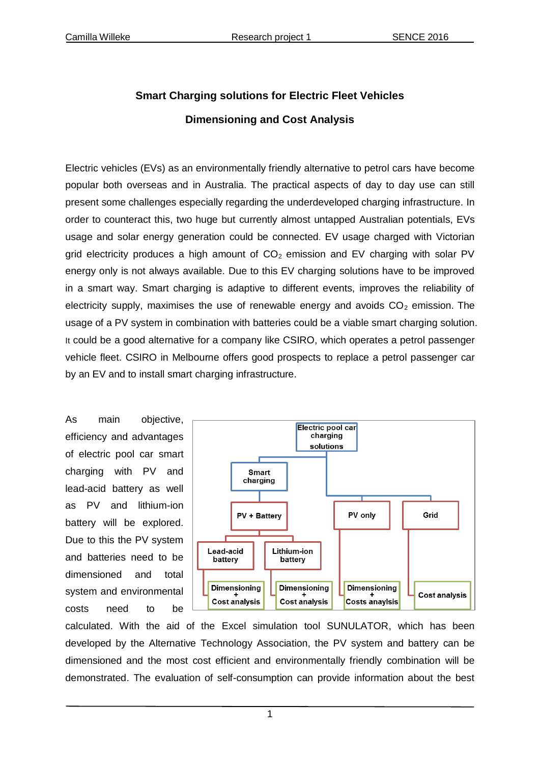# Smart Charging solutions for Electric Fleet Vehicles

## Dimensioning and Cost Analysis

Electric vehicles (EVs) as an environmentally friendly alternative to petrol cars have become popular both overseas and in Australia. The practical aspects of day to day use can still present some challenges especially regarding the underdeveloped charging infrastructure. In order to counteract this, two huge but currently almost untapped Australian potentials, EVs usage and solar energy generation could be connected. EV usage charged with Victorian grid electricity produces a high amount of $CO_2$ emission and EV charging with solar PV energy only is not always available. Due to this EV charging solutions have to be improved in a smart way. Smart charging is adaptive to different events, improves the reliability of electricity supply, maximises the use of renewable energy and avoids $CO_2$ emission. The usage of a PV system in combination with batteries could be a viable smart charging solution. It could be a good alternative for a company like CSIRO, which operates a petrol passenger vehicle fleet. CSIRO in Melbourne offers good prospects to replace a petrol passenger car by an EV and to install smart charging infrastructure.

Electric pool car charging solutions
- Smart charging
  - PV + Battery
    - Lead-acid battery → Dimensioning + Cost analysis
    - Lithium-ion battery → Dimensioning + Cost analysis
- PV only → Dimensioning + Costs anaylsis
- Grid → Cost analysis

As main objective, efficiency and advantages of electric pool car smart charging with PV and lead-acid battery as well as PV and lithium-ion battery will be explored. Due to this the PV system and batteries need to be dimensioned and total system and environmental costs need to be calculated. With the aid of the Excel simulation tool SUNULATOR, which has been developed by the Alternative Technology Association, the PV system and battery can be dimensioned and the most cost efficient and environmentally friendly combination will be demonstrated. The evaluation of self-consumption can provide information about the best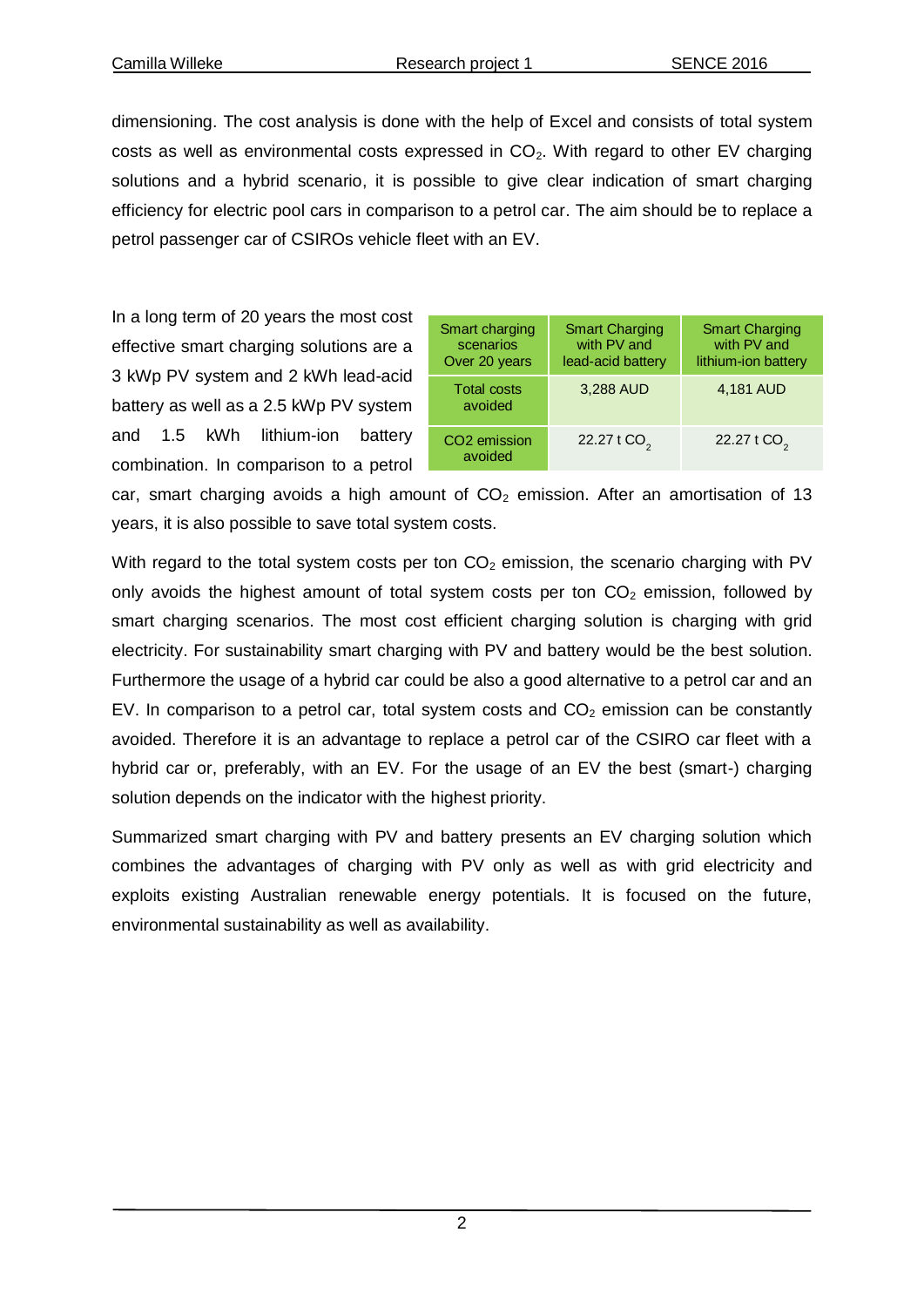dimensioning. The cost analysis is done with the help of Excel and consists of total system costs as well as environmental costs expressed in $CO_2$. With regard to other EV charging solutions and a hybrid scenario, it is possible to give clear indication of smart charging efficiency for electric pool cars in comparison to a petrol car. The aim should be to replace a petrol passenger car of CSIROs vehicle fleet with an EV.

In a long term of 20 years the most cost effective smart charging solutions are a 3 kWp PV system and 2 kWh lead-acid battery as well as a 2.5 kWp PV system and 1.5 kWh lithium-ion battery combination. In comparison to a petrol car, smart charging avoids a high amount of $CO_2$ emission. After an amortisation of 13 years, it is also possible to save total system costs.

| Smart charging scenarios Over 20 years | Smart Charging with PV and lead-acid battery | Smart Charging with PV and lithium-ion battery |
|---|---|---|
| Total costs avoided | 3,288 AUD | 4,181 AUD |
| CO2 emission avoided | 22.27 t $CO_2$ | 22.27 t $CO_2$ |

With regard to the total system costs per ton $CO_2$ emission, the scenario charging with PV only avoids the highest amount of total system costs per ton $CO_2$ emission, followed by smart charging scenarios. The most cost efficient charging solution is charging with grid electricity. For sustainability smart charging with PV and battery would be the best solution. Furthermore the usage of a hybrid car could be also a good alternative to a petrol car and an EV. In comparison to a petrol car, total system costs and $CO_2$ emission can be constantly avoided. Therefore it is an advantage to replace a petrol car of the CSIRO car fleet with a hybrid car or, preferably, with an EV. For the usage of an EV the best (smart-) charging solution depends on the indicator with the highest priority.

Summarized smart charging with PV and battery presents an EV charging solution which combines the advantages of charging with PV only as well as with grid electricity and exploits existing Australian renewable energy potentials. It is focused on the future, environmental sustainability as well as availability.